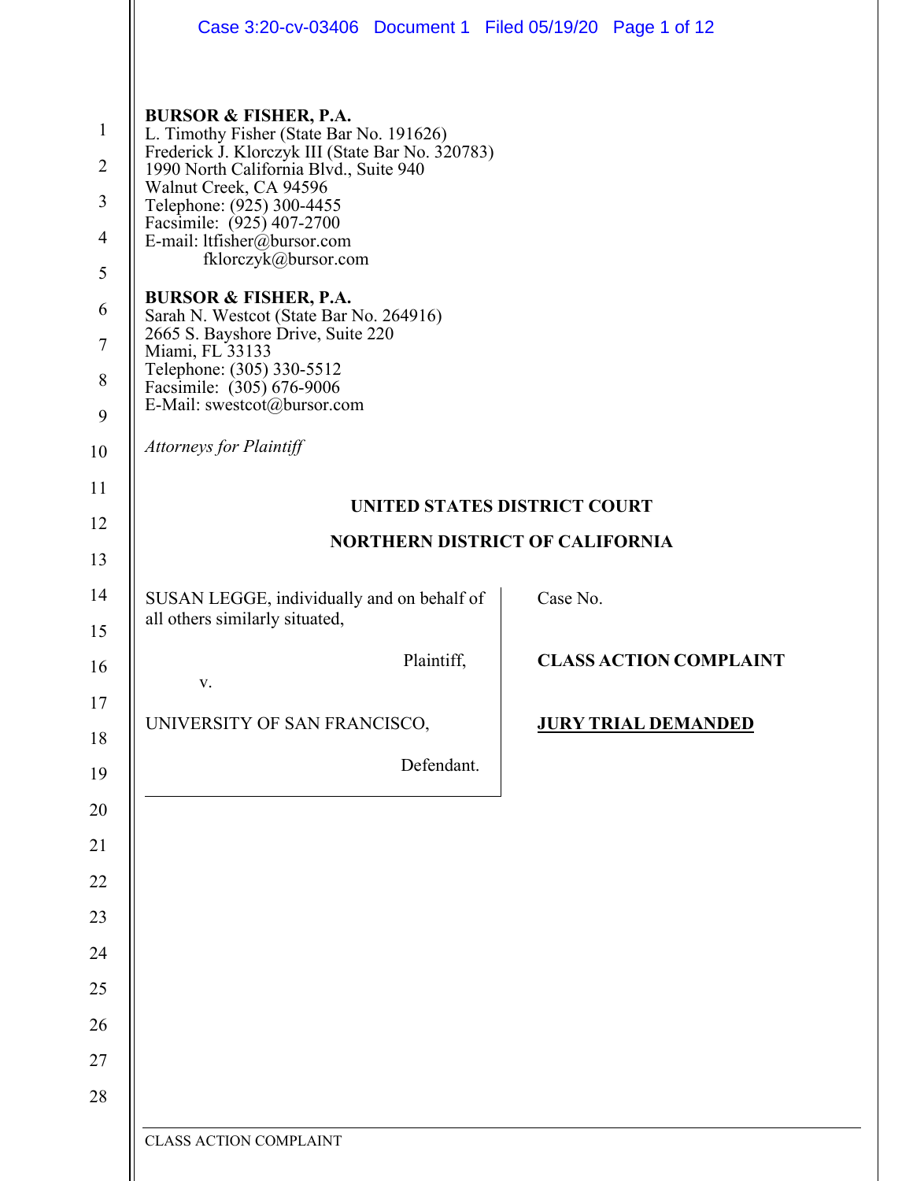**BURSOR & FISHER, P.A.**
L. Timothy Fisher (State Bar No. 191626)
Frederick J. Klorczyk III (State Bar No. 320783)
1990 North California Blvd., Suite 940
Walnut Creek, CA 94596
Telephone: (925) 300-4455
Facsimile: (925) 407-2700
E-mail: ltfisher@bursor.com
fklorczyk@bursor.com

**BURSOR & FISHER, P.A.**
Sarah N. Westcot (State Bar No. 264916)
2665 S. Bayshore Drive, Suite 220
Miami, FL 33133
Telephone: (305) 330-5512
Facsimile: (305) 676-9006
E-Mail: swestcot@bursor.com

*Attorneys for Plaintiff*

**UNITED STATES DISTRICT COURT**

**NORTHERN DISTRICT OF CALIFORNIA**

| | |
|---|---|
| SUSAN LEGGE, individually and on behalf of all others similarly situated,<br><br>Plaintiff,<br><br>v.<br><br>UNIVERSITY OF SAN FRANCISCO,<br><br>Defendant. | Case No.<br><br>**CLASS ACTION COMPLAINT**<br><br>**JURY TRIAL DEMANDED** |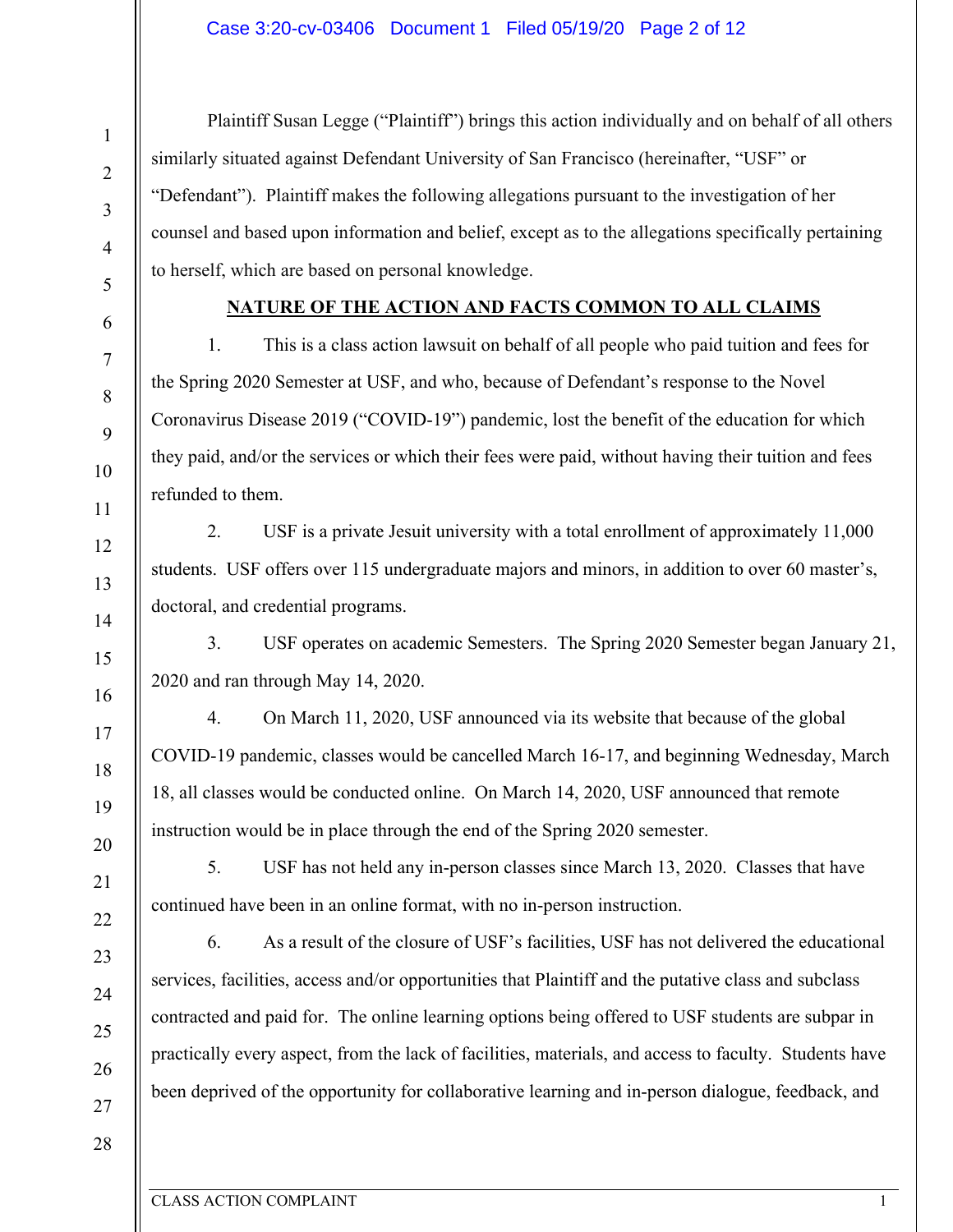Plaintiff Susan Legge ("Plaintiff") brings this action individually and on behalf of all others similarly situated against Defendant University of San Francisco (hereinafter, "USF" or "Defendant"). Plaintiff makes the following allegations pursuant to the investigation of her counsel and based upon information and belief, except as to the allegations specifically pertaining to herself, which are based on personal knowledge.

## NATURE OF THE ACTION AND FACTS COMMON TO ALL CLAIMS

1. This is a class action lawsuit on behalf of all people who paid tuition and fees for the Spring 2020 Semester at USF, and who, because of Defendant's response to the Novel Coronavirus Disease 2019 ("COVID-19") pandemic, lost the benefit of the education for which they paid, and/or the services or which their fees were paid, without having their tuition and fees refunded to them.

2. USF is a private Jesuit university with a total enrollment of approximately 11,000 students. USF offers over 115 undergraduate majors and minors, in addition to over 60 master's, doctoral, and credential programs.

3. USF operates on academic Semesters. The Spring 2020 Semester began January 21, 2020 and ran through May 14, 2020.

4. On March 11, 2020, USF announced via its website that because of the global COVID-19 pandemic, classes would be cancelled March 16-17, and beginning Wednesday, March 18, all classes would be conducted online. On March 14, 2020, USF announced that remote instruction would be in place through the end of the Spring 2020 semester.

5. USF has not held any in-person classes since March 13, 2020. Classes that have continued have been in an online format, with no in-person instruction.

6. As a result of the closure of USF's facilities, USF has not delivered the educational services, facilities, access and/or opportunities that Plaintiff and the putative class and subclass contracted and paid for. The online learning options being offered to USF students are subpar in practically every aspect, from the lack of facilities, materials, and access to faculty. Students have been deprived of the opportunity for collaborative learning and in-person dialogue, feedback, and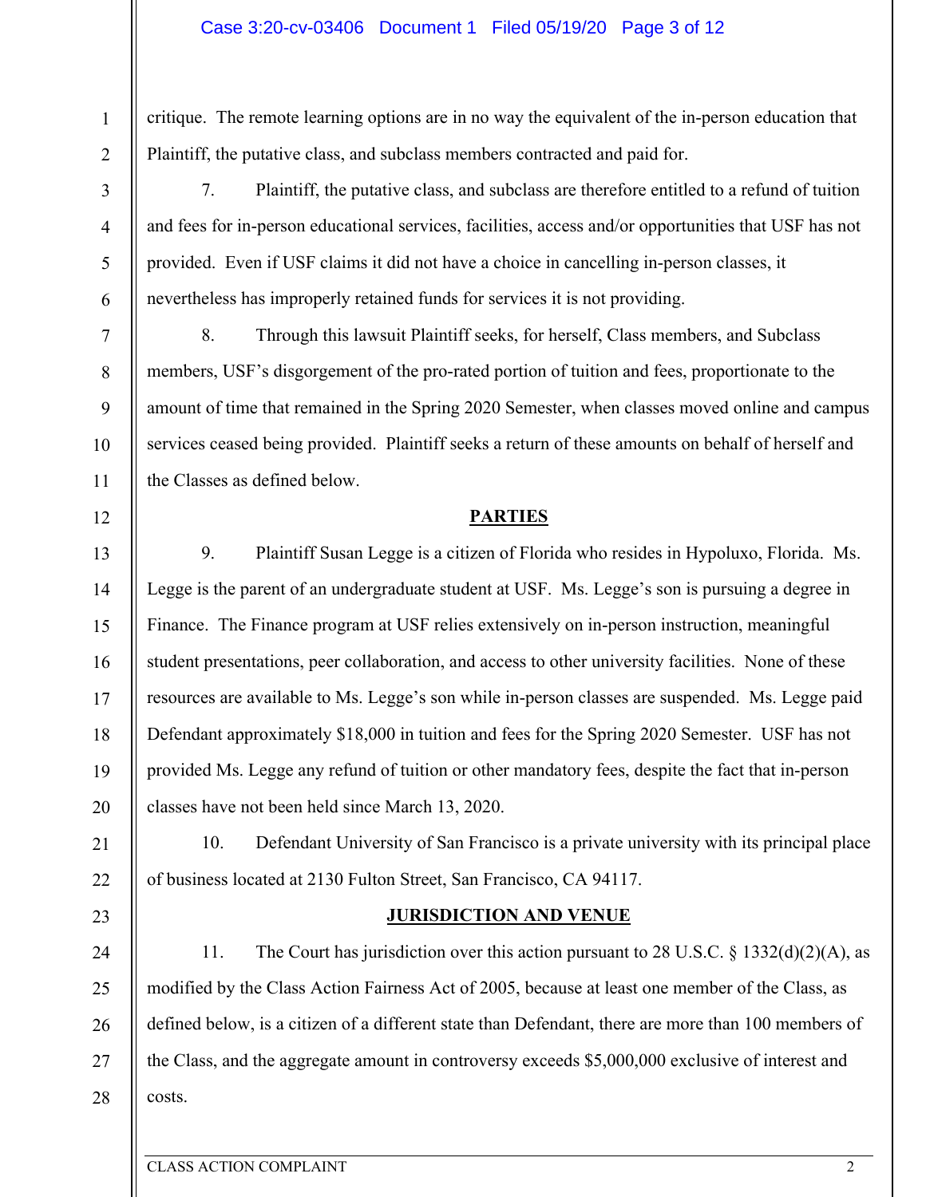critique. The remote learning options are in no way the equivalent of the in-person education that Plaintiff, the putative class, and subclass members contracted and paid for.

7. Plaintiff, the putative class, and subclass are therefore entitled to a refund of tuition and fees for in-person educational services, facilities, access and/or opportunities that USF has not provided. Even if USF claims it did not have a choice in cancelling in-person classes, it nevertheless has improperly retained funds for services it is not providing.

8. Through this lawsuit Plaintiff seeks, for herself, Class members, and Subclass members, USF's disgorgement of the pro-rated portion of tuition and fees, proportionate to the amount of time that remained in the Spring 2020 Semester, when classes moved online and campus services ceased being provided. Plaintiff seeks a return of these amounts on behalf of herself and the Classes as defined below.

## PARTIES

9. Plaintiff Susan Legge is a citizen of Florida who resides in Hypoluxo, Florida. Ms. Legge is the parent of an undergraduate student at USF. Ms. Legge's son is pursuing a degree in Finance. The Finance program at USF relies extensively on in-person instruction, meaningful student presentations, peer collaboration, and access to other university facilities. None of these resources are available to Ms. Legge's son while in-person classes are suspended. Ms. Legge paid Defendant approximately $18,000 in tuition and fees for the Spring 2020 Semester. USF has not provided Ms. Legge any refund of tuition or other mandatory fees, despite the fact that in-person classes have not been held since March 13, 2020.

10. Defendant University of San Francisco is a private university with its principal place of business located at 2130 Fulton Street, San Francisco, CA 94117.

## JURISDICTION AND VENUE

11. The Court has jurisdiction over this action pursuant to 28 U.S.C. § 1332(d)(2)(A), as modified by the Class Action Fairness Act of 2005, because at least one member of the Class, as defined below, is a citizen of a different state than Defendant, there are more than 100 members of the Class, and the aggregate amount in controversy exceeds $5,000,000 exclusive of interest and costs.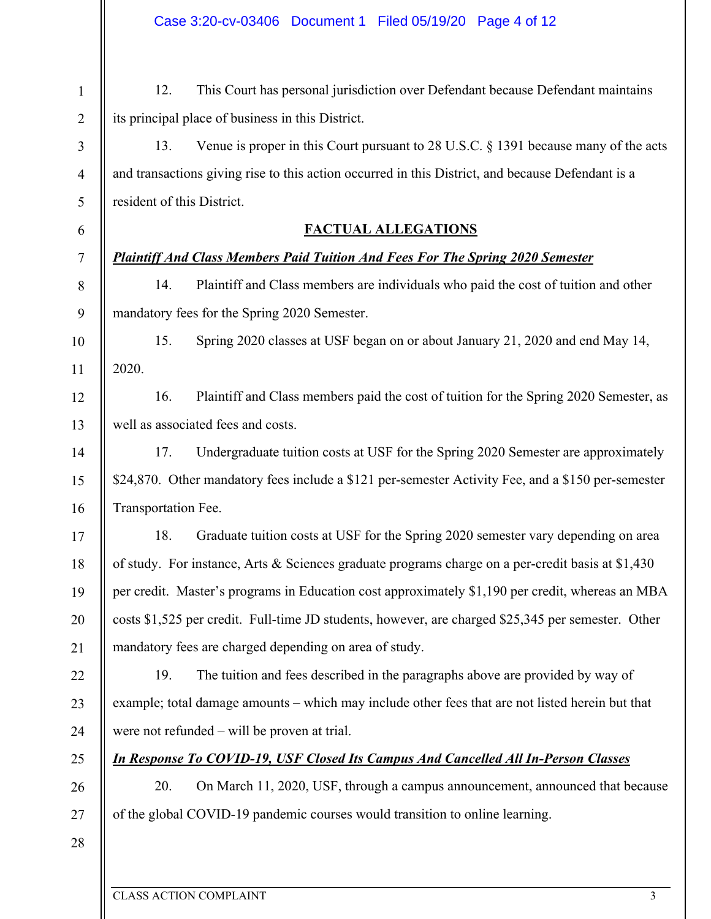12. This Court has personal jurisdiction over Defendant because Defendant maintains its principal place of business in this District.

13. Venue is proper in this Court pursuant to 28 U.S.C. § 1391 because many of the acts and transactions giving rise to this action occurred in this District, and because Defendant is a resident of this District.

## FACTUAL ALLEGATIONS

***Plaintiff And Class Members Paid Tuition And Fees For The Spring 2020 Semester***

14. Plaintiff and Class members are individuals who paid the cost of tuition and other mandatory fees for the Spring 2020 Semester.

15. Spring 2020 classes at USF began on or about January 21, 2020 and end May 14, 2020.

16. Plaintiff and Class members paid the cost of tuition for the Spring 2020 Semester, as well as associated fees and costs.

17. Undergraduate tuition costs at USF for the Spring 2020 Semester are approximately $24,870. Other mandatory fees include a $121 per-semester Activity Fee, and a $150 per-semester Transportation Fee.

18. Graduate tuition costs at USF for the Spring 2020 semester vary depending on area of study. For instance, Arts & Sciences graduate programs charge on a per-credit basis at $1,430 per credit. Master's programs in Education cost approximately $1,190 per credit, whereas an MBA costs $1,525 per credit. Full-time JD students, however, are charged $25,345 per semester. Other mandatory fees are charged depending on area of study.

19. The tuition and fees described in the paragraphs above are provided by way of example; total damage amounts – which may include other fees that are not listed herein but that were not refunded – will be proven at trial.

***In Response To COVID-19, USF Closed Its Campus And Cancelled All In-Person Classes***

20. On March 11, 2020, USF, through a campus announcement, announced that because of the global COVID-19 pandemic courses would transition to online learning.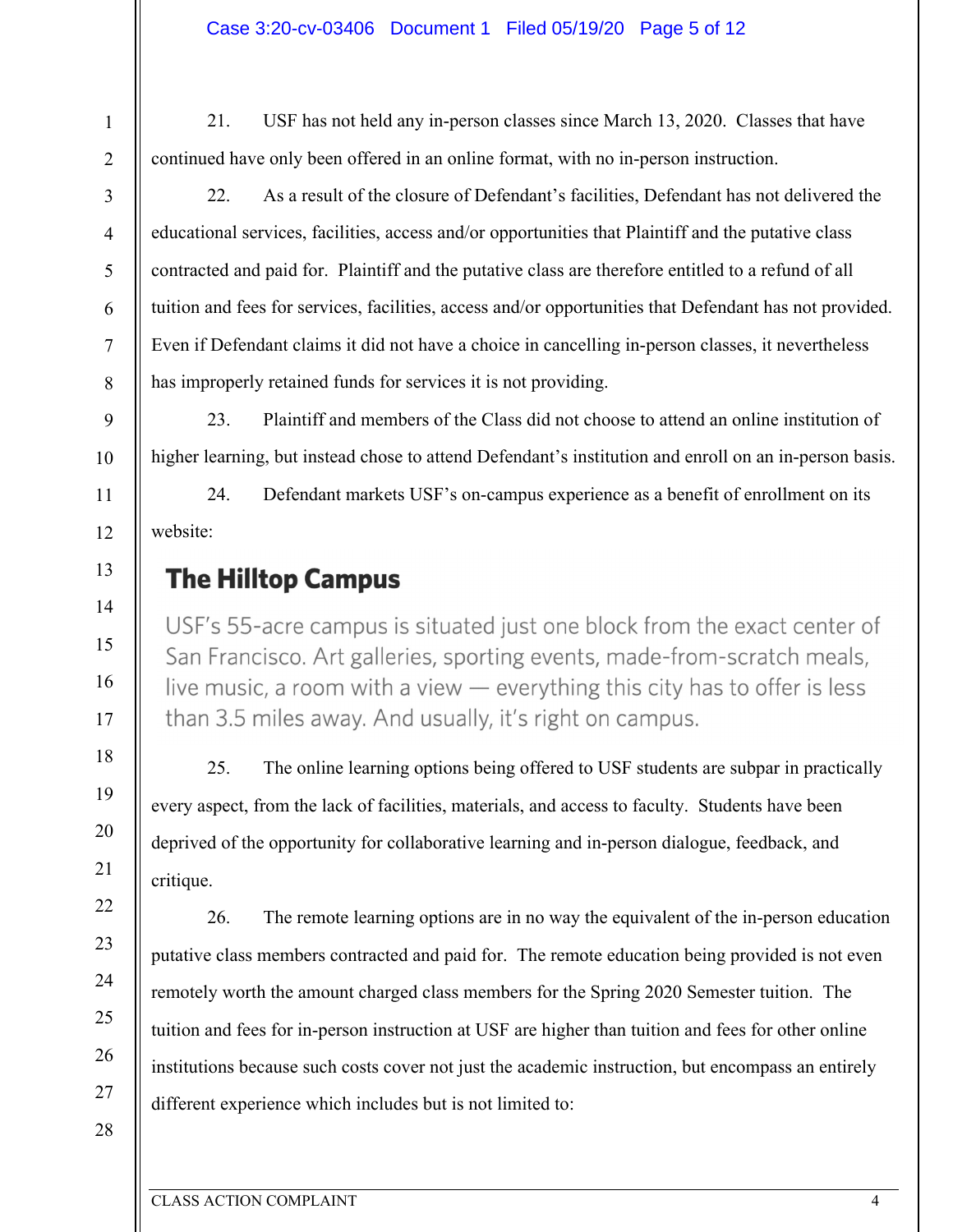21. USF has not held any in-person classes since March 13, 2020. Classes that have continued have only been offered in an online format, with no in-person instruction.

22. As a result of the closure of Defendant's facilities, Defendant has not delivered the educational services, facilities, access and/or opportunities that Plaintiff and the putative class contracted and paid for. Plaintiff and the putative class are therefore entitled to a refund of all tuition and fees for services, facilities, access and/or opportunities that Defendant has not provided. Even if Defendant claims it did not have a choice in cancelling in-person classes, it nevertheless has improperly retained funds for services it is not providing.

23. Plaintiff and members of the Class did not choose to attend an online institution of higher learning, but instead chose to attend Defendant's institution and enroll on an in-person basis.

24. Defendant markets USF's on-campus experience as a benefit of enrollment on its website:

> **The Hilltop Campus**
>
> USF's 55-acre campus is situated just one block from the exact center of San Francisco. Art galleries, sporting events, made-from-scratch meals, live music, a room with a view — everything this city has to offer is less than 3.5 miles away. And usually, it's right on campus.

25. The online learning options being offered to USF students are subpar in practically every aspect, from the lack of facilities, materials, and access to faculty. Students have been deprived of the opportunity for collaborative learning and in-person dialogue, feedback, and critique.

26. The remote learning options are in no way the equivalent of the in-person education putative class members contracted and paid for. The remote education being provided is not even remotely worth the amount charged class members for the Spring 2020 Semester tuition. The tuition and fees for in-person instruction at USF are higher than tuition and fees for other online institutions because such costs cover not just the academic instruction, but encompass an entirely different experience which includes but is not limited to: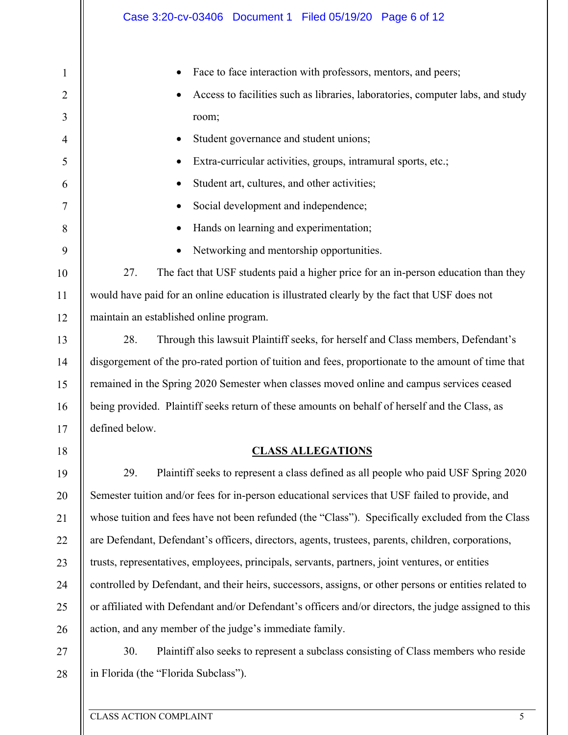- Face to face interaction with professors, mentors, and peers;
- Access to facilities such as libraries, laboratories, computer labs, and study room;
- Student governance and student unions;
- Extra-curricular activities, groups, intramural sports, etc.;
- Student art, cultures, and other activities;
- Social development and independence;
- Hands on learning and experimentation;
- Networking and mentorship opportunities.

27. The fact that USF students paid a higher price for an in-person education than they would have paid for an online education is illustrated clearly by the fact that USF does not maintain an established online program.

28. Through this lawsuit Plaintiff seeks, for herself and Class members, Defendant's disgorgement of the pro-rated portion of tuition and fees, proportionate to the amount of time that remained in the Spring 2020 Semester when classes moved online and campus services ceased being provided. Plaintiff seeks return of these amounts on behalf of herself and the Class, as defined below.

## CLASS ALLEGATIONS

29. Plaintiff seeks to represent a class defined as all people who paid USF Spring 2020 Semester tuition and/or fees for in-person educational services that USF failed to provide, and whose tuition and fees have not been refunded (the "Class"). Specifically excluded from the Class are Defendant, Defendant's officers, directors, agents, trustees, parents, children, corporations, trusts, representatives, employees, principals, servants, partners, joint ventures, or entities controlled by Defendant, and their heirs, successors, assigns, or other persons or entities related to or affiliated with Defendant and/or Defendant's officers and/or directors, the judge assigned to this action, and any member of the judge's immediate family.

30. Plaintiff also seeks to represent a subclass consisting of Class members who reside in Florida (the "Florida Subclass").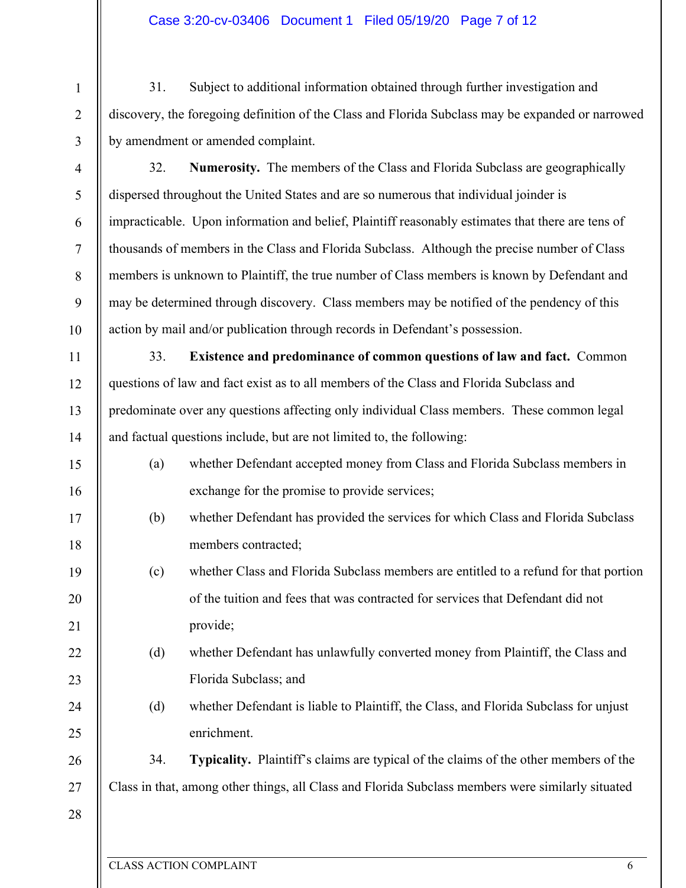31. Subject to additional information obtained through further investigation and discovery, the foregoing definition of the Class and Florida Subclass may be expanded or narrowed by amendment or amended complaint.

32. **Numerosity.** The members of the Class and Florida Subclass are geographically dispersed throughout the United States and are so numerous that individual joinder is impracticable. Upon information and belief, Plaintiff reasonably estimates that there are tens of thousands of members in the Class and Florida Subclass. Although the precise number of Class members is unknown to Plaintiff, the true number of Class members is known by Defendant and may be determined through discovery. Class members may be notified of the pendency of this action by mail and/or publication through records in Defendant's possession.

33. **Existence and predominance of common questions of law and fact.** Common questions of law and fact exist as to all members of the Class and Florida Subclass and predominate over any questions affecting only individual Class members. These common legal and factual questions include, but are not limited to, the following:

(a) whether Defendant accepted money from Class and Florida Subclass members in exchange for the promise to provide services;

(b) whether Defendant has provided the services for which Class and Florida Subclass members contracted;

(c) whether Class and Florida Subclass members are entitled to a refund for that portion of the tuition and fees that was contracted for services that Defendant did not provide;

(d) whether Defendant has unlawfully converted money from Plaintiff, the Class and Florida Subclass; and

(d) whether Defendant is liable to Plaintiff, the Class, and Florida Subclass for unjust enrichment.

34. **Typicality.** Plaintiff's claims are typical of the claims of the other members of the Class in that, among other things, all Class and Florida Subclass members were similarly situated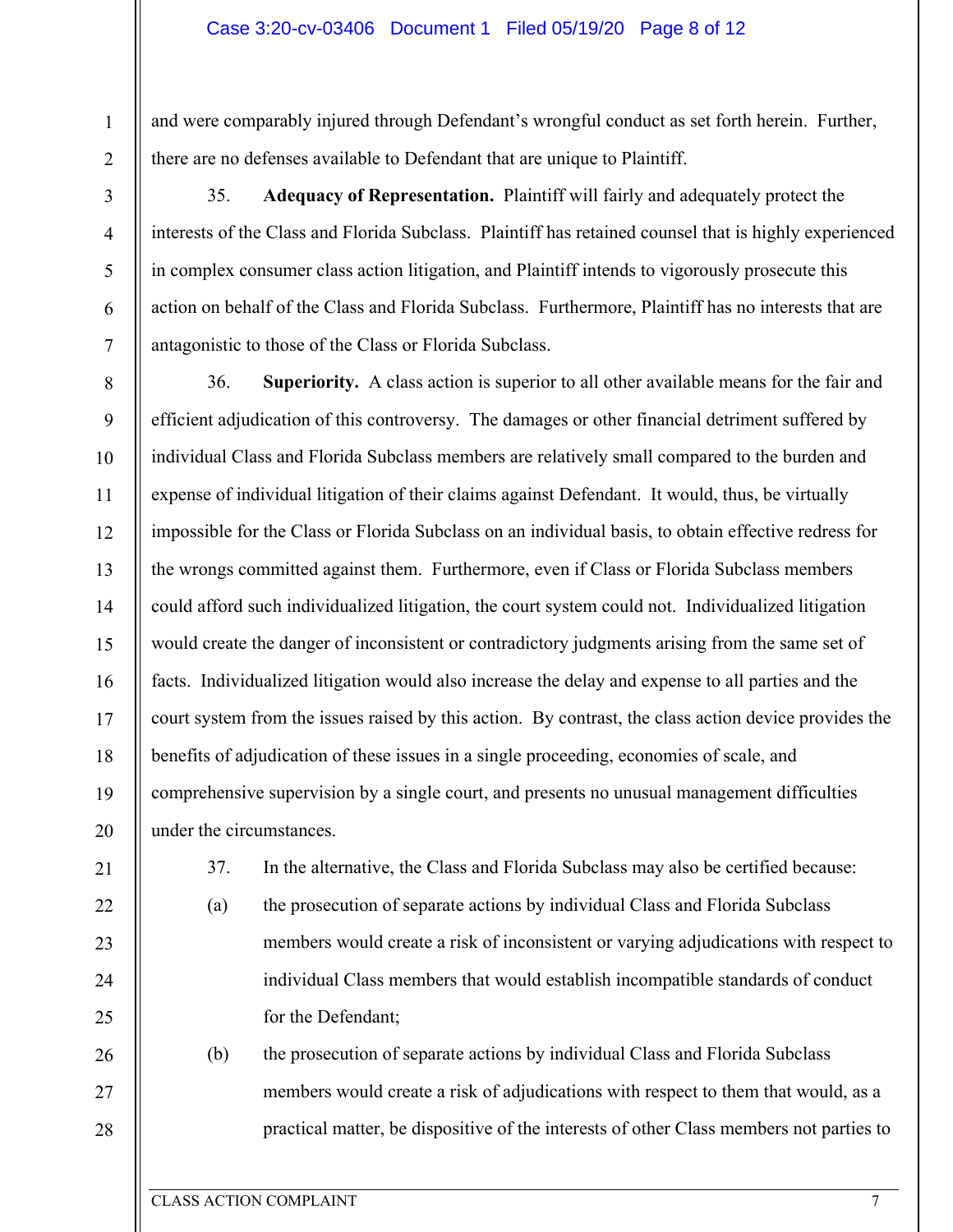and were comparably injured through Defendant's wrongful conduct as set forth herein. Further, there are no defenses available to Defendant that are unique to Plaintiff.

35. **Adequacy of Representation.** Plaintiff will fairly and adequately protect the interests of the Class and Florida Subclass. Plaintiff has retained counsel that is highly experienced in complex consumer class action litigation, and Plaintiff intends to vigorously prosecute this action on behalf of the Class and Florida Subclass. Furthermore, Plaintiff has no interests that are antagonistic to those of the Class or Florida Subclass.

36. **Superiority.** A class action is superior to all other available means for the fair and efficient adjudication of this controversy. The damages or other financial detriment suffered by individual Class and Florida Subclass members are relatively small compared to the burden and expense of individual litigation of their claims against Defendant. It would, thus, be virtually impossible for the Class or Florida Subclass on an individual basis, to obtain effective redress for the wrongs committed against them. Furthermore, even if Class or Florida Subclass members could afford such individualized litigation, the court system could not. Individualized litigation would create the danger of inconsistent or contradictory judgments arising from the same set of facts. Individualized litigation would also increase the delay and expense to all parties and the court system from the issues raised by this action. By contrast, the class action device provides the benefits of adjudication of these issues in a single proceeding, economies of scale, and comprehensive supervision by a single court, and presents no unusual management difficulties under the circumstances.

37. In the alternative, the Class and Florida Subclass may also be certified because:

(a) the prosecution of separate actions by individual Class and Florida Subclass members would create a risk of inconsistent or varying adjudications with respect to individual Class members that would establish incompatible standards of conduct for the Defendant;

(b) the prosecution of separate actions by individual Class and Florida Subclass members would create a risk of adjudications with respect to them that would, as a practical matter, be dispositive of the interests of other Class members not parties to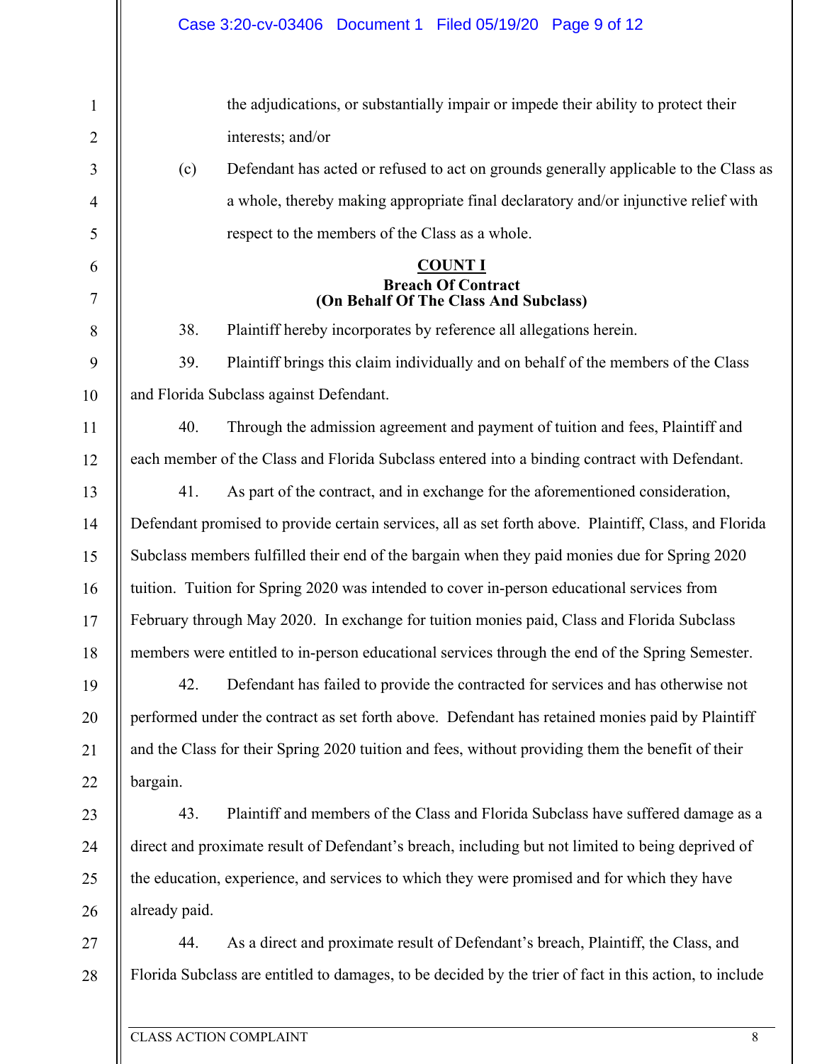the adjudications, or substantially impair or impede their ability to protect their interests; and/or

(c) Defendant has acted or refused to act on grounds generally applicable to the Class as a whole, thereby making appropriate final declaratory and/or injunctive relief with respect to the members of the Class as a whole.

## COUNT I
### Breach Of Contract
### (On Behalf Of The Class And Subclass)

38. Plaintiff hereby incorporates by reference all allegations herein.

39. Plaintiff brings this claim individually and on behalf of the members of the Class and Florida Subclass against Defendant.

40. Through the admission agreement and payment of tuition and fees, Plaintiff and each member of the Class and Florida Subclass entered into a binding contract with Defendant.

41. As part of the contract, and in exchange for the aforementioned consideration, Defendant promised to provide certain services, all as set forth above. Plaintiff, Class, and Florida Subclass members fulfilled their end of the bargain when they paid monies due for Spring 2020 tuition. Tuition for Spring 2020 was intended to cover in-person educational services from February through May 2020. In exchange for tuition monies paid, Class and Florida Subclass members were entitled to in-person educational services through the end of the Spring Semester.

42. Defendant has failed to provide the contracted for services and has otherwise not performed under the contract as set forth above. Defendant has retained monies paid by Plaintiff and the Class for their Spring 2020 tuition and fees, without providing them the benefit of their bargain.

43. Plaintiff and members of the Class and Florida Subclass have suffered damage as a direct and proximate result of Defendant's breach, including but not limited to being deprived of the education, experience, and services to which they were promised and for which they have already paid.

44. As a direct and proximate result of Defendant's breach, Plaintiff, the Class, and Florida Subclass are entitled to damages, to be decided by the trier of fact in this action, to include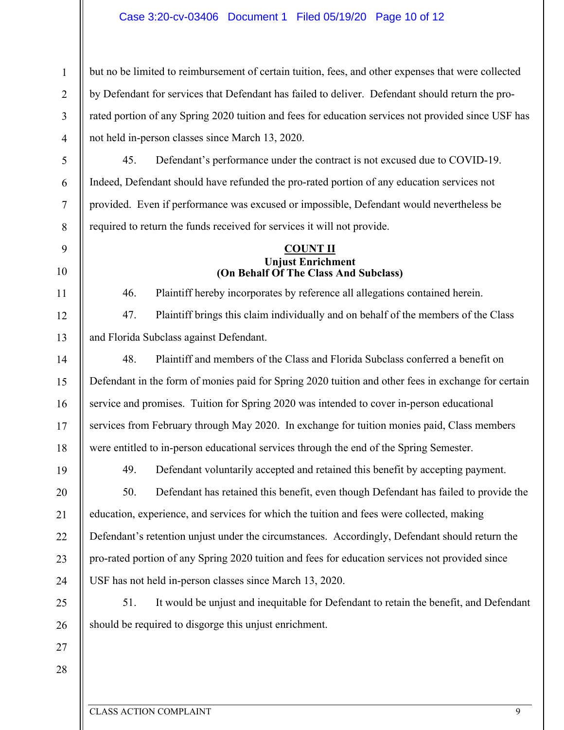but no be limited to reimbursement of certain tuition, fees, and other expenses that were collected by Defendant for services that Defendant has failed to deliver. Defendant should return the pro-rated portion of any Spring 2020 tuition and fees for education services not provided since USF has not held in-person classes since March 13, 2020.

45. Defendant's performance under the contract is not excused due to COVID-19. Indeed, Defendant should have refunded the pro-rated portion of any education services not provided. Even if performance was excused or impossible, Defendant would nevertheless be required to return the funds received for services it will not provide.

**COUNT II**
**Unjust Enrichment**
**(On Behalf Of The Class And Subclass)**

46. Plaintiff hereby incorporates by reference all allegations contained herein.

47. Plaintiff brings this claim individually and on behalf of the members of the Class and Florida Subclass against Defendant.

48. Plaintiff and members of the Class and Florida Subclass conferred a benefit on Defendant in the form of monies paid for Spring 2020 tuition and other fees in exchange for certain service and promises. Tuition for Spring 2020 was intended to cover in-person educational services from February through May 2020. In exchange for tuition monies paid, Class members were entitled to in-person educational services through the end of the Spring Semester.

49. Defendant voluntarily accepted and retained this benefit by accepting payment.

50. Defendant has retained this benefit, even though Defendant has failed to provide the education, experience, and services for which the tuition and fees were collected, making Defendant's retention unjust under the circumstances. Accordingly, Defendant should return the pro-rated portion of any Spring 2020 tuition and fees for education services not provided since USF has not held in-person classes since March 13, 2020.

51. It would be unjust and inequitable for Defendant to retain the benefit, and Defendant should be required to disgorge this unjust enrichment.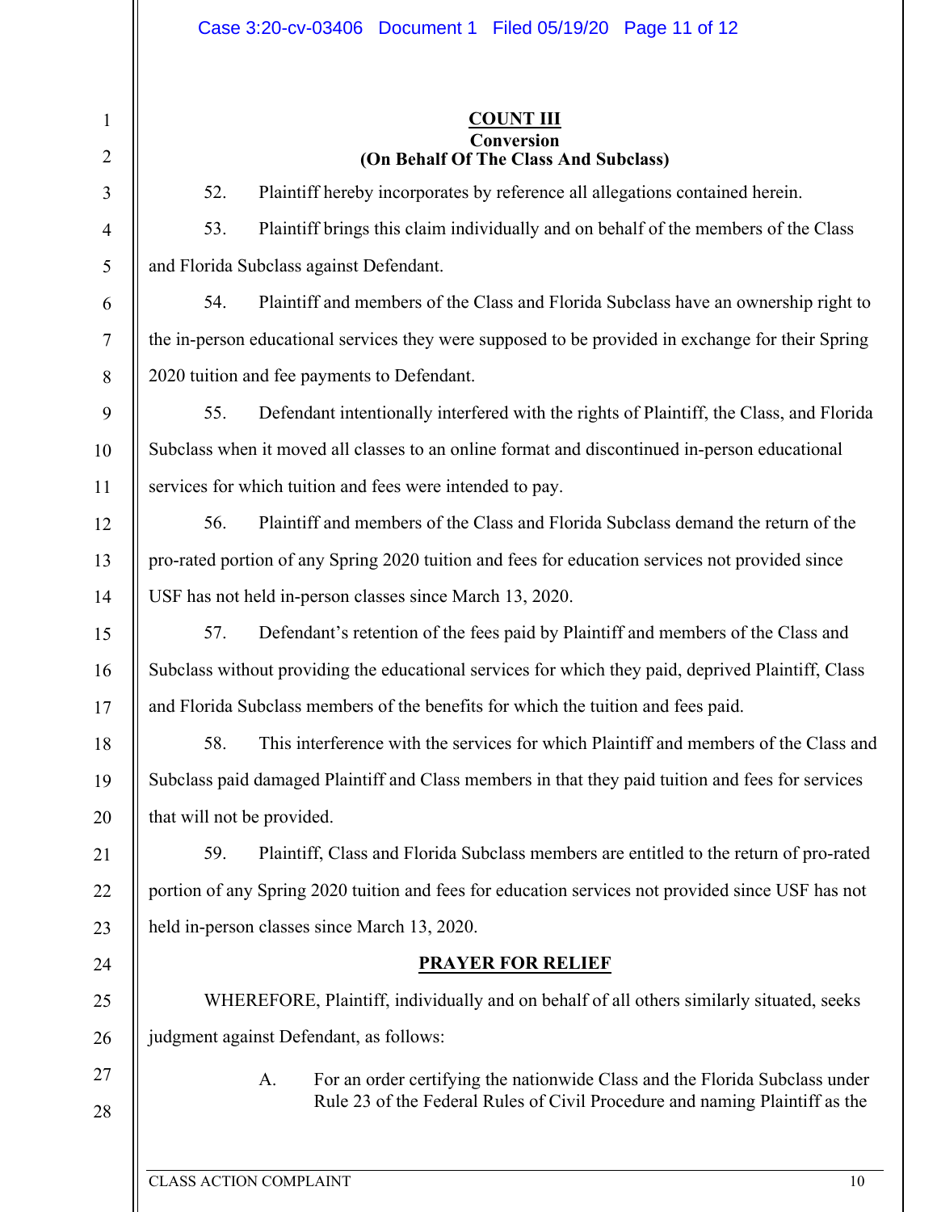**COUNT III**
**Conversion**
**(On Behalf Of The Class And Subclass)**

52. Plaintiff hereby incorporates by reference all allegations contained herein.

53. Plaintiff brings this claim individually and on behalf of the members of the Class and Florida Subclass against Defendant.

54. Plaintiff and members of the Class and Florida Subclass have an ownership right to the in-person educational services they were supposed to be provided in exchange for their Spring 2020 tuition and fee payments to Defendant.

55. Defendant intentionally interfered with the rights of Plaintiff, the Class, and Florida Subclass when it moved all classes to an online format and discontinued in-person educational services for which tuition and fees were intended to pay.

56. Plaintiff and members of the Class and Florida Subclass demand the return of the pro-rated portion of any Spring 2020 tuition and fees for education services not provided since USF has not held in-person classes since March 13, 2020.

57. Defendant's retention of the fees paid by Plaintiff and members of the Class and Subclass without providing the educational services for which they paid, deprived Plaintiff, Class and Florida Subclass members of the benefits for which the tuition and fees paid.

58. This interference with the services for which Plaintiff and members of the Class and Subclass paid damaged Plaintiff and Class members in that they paid tuition and fees for services that will not be provided.

59. Plaintiff, Class and Florida Subclass members are entitled to the return of pro-rated portion of any Spring 2020 tuition and fees for education services not provided since USF has not held in-person classes since March 13, 2020.

**PRAYER FOR RELIEF**

WHEREFORE, Plaintiff, individually and on behalf of all others similarly situated, seeks judgment against Defendant, as follows:

A. For an order certifying the nationwide Class and the Florida Subclass under Rule 23 of the Federal Rules of Civil Procedure and naming Plaintiff as the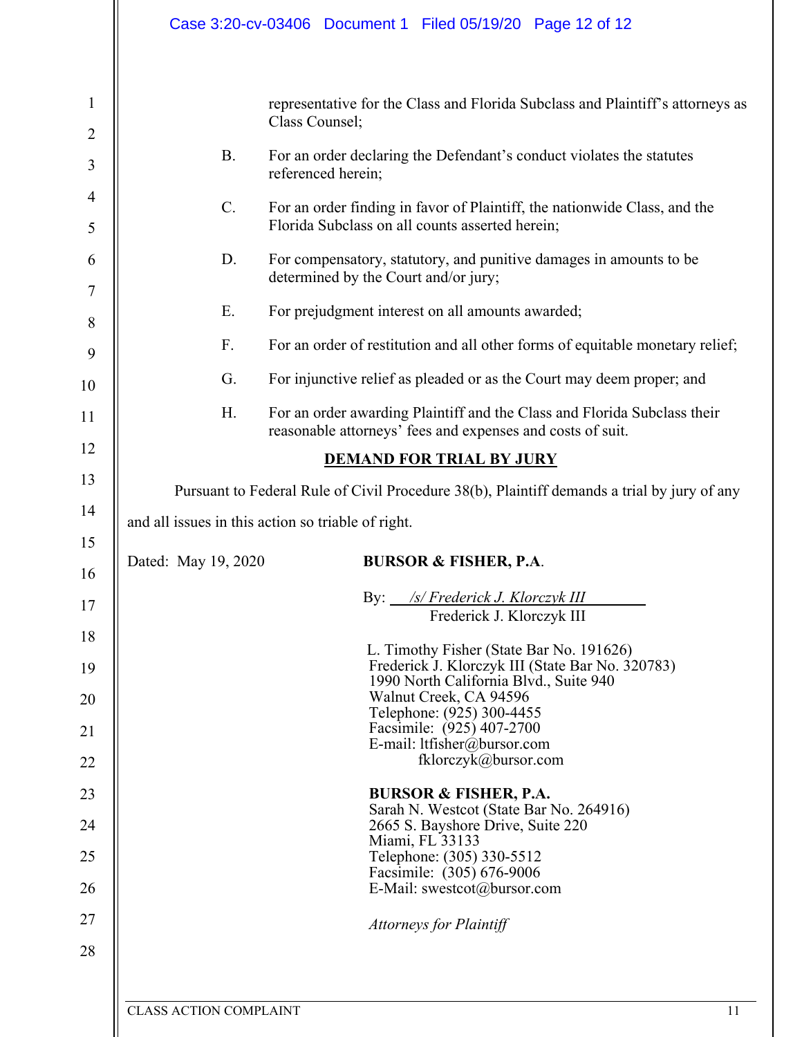representative for the Class and Florida Subclass and Plaintiff's attorneys as Class Counsel;

B. For an order declaring the Defendant's conduct violates the statutes referenced herein;

C. For an order finding in favor of Plaintiff, the nationwide Class, and the Florida Subclass on all counts asserted herein;

D. For compensatory, statutory, and punitive damages in amounts to be determined by the Court and/or jury;

E. For prejudgment interest on all amounts awarded;

F. For an order of restitution and all other forms of equitable monetary relief;

G. For injunctive relief as pleaded or as the Court may deem proper; and

H. For an order awarding Plaintiff and the Class and Florida Subclass their reasonable attorneys' fees and expenses and costs of suit.

## DEMAND FOR TRIAL BY JURY

Pursuant to Federal Rule of Civil Procedure 38(b), Plaintiff demands a trial by jury of any and all issues in this action so triable of right.

Dated: May 19, 2020

**BURSOR & FISHER, P.A.**

By: */s/ Frederick J. Klorczyk III*
Frederick J. Klorczyk III

L. Timothy Fisher (State Bar No. 191626)
Frederick J. Klorczyk III (State Bar No. 320783)
1990 North California Blvd., Suite 940
Walnut Creek, CA 94596
Telephone: (925) 300-4455
Facsimile: (925) 407-2700
E-mail: ltfisher@bursor.com
fklorczyk@bursor.com

**BURSOR & FISHER, P.A.**
Sarah N. Westcot (State Bar No. 264916)
2665 S. Bayshore Drive, Suite 220
Miami, FL 33133
Telephone: (305) 330-5512
Facsimile: (305) 676-9006
E-Mail: swestcot@bursor.com

*Attorneys for Plaintiff*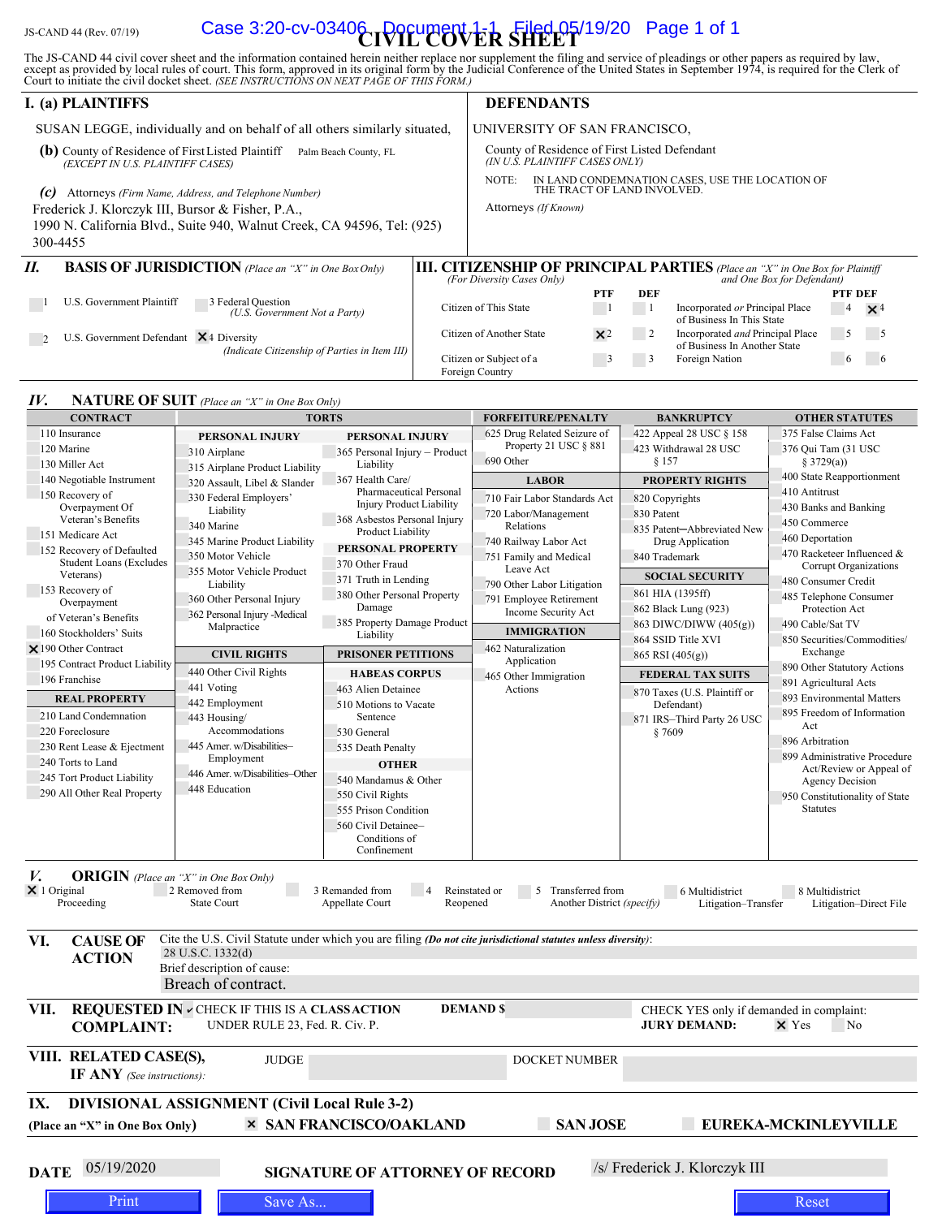JS-CAND 44 (Rev. 07/19)

# CIVIL COVER SHEET

The JS-CAND 44 civil cover sheet and the information contained herein neither replace nor supplement the filing and service of pleadings or other papers as required by law, except as provided by local rules of court. This form, approved in its original form by the Judicial Conference of the United States in September 1974, is required for the Clerk of Court to initiate the civil docket sheet. *(SEE INSTRUCTIONS ON NEXT PAGE OF THIS FORM.)*

## I. (a) PLAINTIFFS

SUSAN LEGGE, individually and on behalf of all others similarly situated,

**(b)** County of Residence of First Listed Plaintiff: Palm Beach County, FL
*(EXCEPT IN U.S. PLAINTIFF CASES)*

**(c)** Attorneys *(Firm Name, Address, and Telephone Number)*
Frederick J. Klorczyk III, Bursor & Fisher, P.A.,
1990 N. California Blvd., Suite 940, Walnut Creek, CA 94596, Tel: (925) 300-4455

## DEFENDANTS

UNIVERSITY OF SAN FRANCISCO,

County of Residence of First Listed Defendant
*(IN U.S. PLAINTIFF CASES ONLY)*

NOTE: IN LAND CONDEMNATION CASES, USE THE LOCATION OF THE TRACT OF LAND INVOLVED.

Attorneys *(If Known)*

## II. BASIS OF JURISDICTION *(Place an "X" in One Box Only)*

- ☐ 1 U.S. Government Plaintiff
- ☐ 3 Federal Question *(U.S. Government Not a Party)*
- ☐ 2 U.S. Government Defendant
- ☒ 4 Diversity *(Indicate Citizenship of Parties in Item III)*

## III. CITIZENSHIP OF PRINCIPAL PARTIES *(Place an "X" in One Box for Plaintiff and One Box for Defendant)*
*(For Diversity Cases Only)*

| | PTF | DEF | | PTF | DEF |
|---|---|---|---|---|---|
| Citizen of This State | ☐ 1 | ☐ 1 | Incorporated *or* Principal Place of Business In This State | ☐ 4 | ☒ 4 |
| Citizen of Another State | ☒ 2 | ☐ 2 | Incorporated *and* Principal Place of Business In Another State | ☐ 5 | ☐ 5 |
| Citizen or Subject of a Foreign Country | ☐ 3 | ☐ 3 | Foreign Nation | ☐ 6 | ☐ 6 |

## IV. NATURE OF SUIT *(Place an "X" in One Box Only)*

**CONTRACT**
- 110 Insurance
- 120 Marine
- 130 Miller Act
- 140 Negotiable Instrument
- 150 Recovery of Overpayment Of Veteran's Benefits
- 151 Medicare Act
- 152 Recovery of Defaulted Student Loans (Excludes Veterans)
- 153 Recovery of Overpayment of Veteran's Benefits
- 160 Stockholders' Suits
- ☒ 190 Other Contract
- 195 Contract Product Liability
- 196 Franchise

**REAL PROPERTY**
- 210 Land Condemnation
- 220 Foreclosure
- 230 Rent Lease & Ejectment
- 240 Torts to Land
- 245 Tort Product Liability
- 290 All Other Real Property

**TORTS**

PERSONAL INJURY
- 310 Airplane
- 315 Airplane Product Liability
- 320 Assault, Libel & Slander
- 330 Federal Employers' Liability
- 340 Marine
- 345 Marine Product Liability
- 350 Motor Vehicle
- 355 Motor Vehicle Product Liability
- 360 Other Personal Injury
- 362 Personal Injury -Medical Malpractice

PERSONAL INJURY
- 365 Personal Injury – Product Liability
- 367 Health Care/ Pharmaceutical Personal Injury Product Liability
- 368 Asbestos Personal Injury Product Liability

PERSONAL PROPERTY
- 370 Other Fraud
- 371 Truth in Lending
- 380 Other Personal Property Damage
- 385 Property Damage Product Liability

**CIVIL RIGHTS**
- 440 Other Civil Rights
- 441 Voting
- 442 Employment
- 443 Housing/ Accommodations
- 445 Amer. w/Disabilities–Employment
- 446 Amer. w/Disabilities–Other
- 448 Education

**PRISONER PETITIONS**

HABEAS CORPUS
- 463 Alien Detainee
- 510 Motions to Vacate Sentence
- 530 General
- 535 Death Penalty

OTHER
- 540 Mandamus & Other
- 550 Civil Rights
- 555 Prison Condition
- 560 Civil Detainee– Conditions of Confinement

**FORFEITURE/PENALTY**
- 625 Drug Related Seizure of Property 21 USC § 881
- 690 Other

**LABOR**
- 710 Fair Labor Standards Act
- 720 Labor/Management Relations
- 740 Railway Labor Act
- 751 Family and Medical Leave Act
- 790 Other Labor Litigation
- 791 Employee Retirement Income Security Act

**IMMIGRATION**
- 462 Naturalization Application
- 465 Other Immigration Actions

**BANKRUPTCY**
- 422 Appeal 28 USC § 158
- 423 Withdrawal 28 USC § 157

**PROPERTY RIGHTS**
- 820 Copyrights
- 830 Patent
- 835 Patent─Abbreviated New Drug Application
- 840 Trademark

**SOCIAL SECURITY**
- 861 HIA (1395ff)
- 862 Black Lung (923)
- 863 DIWC/DIWW (405(g))
- 864 SSID Title XVI
- 865 RSI (405(g))

**FEDERAL TAX SUITS**
- 870 Taxes (U.S. Plaintiff or Defendant)
- 871 IRS–Third Party 26 USC § 7609

**OTHER STATUTES**
- 375 False Claims Act
- 376 Qui Tam (31 USC § 3729(a))
- 400 State Reapportionment
- 410 Antitrust
- 430 Banks and Banking
- 450 Commerce
- 460 Deportation
- 470 Racketeer Influenced & Corrupt Organizations
- 480 Consumer Credit
- 485 Telephone Consumer Protection Act
- 490 Cable/Sat TV
- 850 Securities/Commodities/ Exchange
- 890 Other Statutory Actions
- 891 Agricultural Acts
- 893 Environmental Matters
- 895 Freedom of Information Act
- 896 Arbitration
- 899 Administrative Procedure Act/Review or Appeal of Agency Decision
- 950 Constitutionality of State Statutes

## V. ORIGIN *(Place an "X" in One Box Only)*

- ☒ 1 Original Proceeding
- ☐ 2 Removed from State Court
- ☐ 3 Remanded from Appellate Court
- ☐ 4 Reinstated or Reopened
- ☐ 5 Transferred from Another District *(specify)*
- ☐ 6 Multidistrict Litigation–Transfer
- ☐ 8 Multidistrict Litigation–Direct File

## VI. CAUSE OF ACTION

Cite the U.S. Civil Statute under which you are filing ***(Do not cite jurisdictional statutes unless diversity)***: 28 U.S.C. 1332(d)

Brief description of cause: Breach of contract.

## VII. REQUESTED IN COMPLAINT:

✔ CHECK IF THIS IS A **CLASS ACTION** UNDER RULE 23, Fed. R. Civ. P.

**DEMAND $**

CHECK YES only if demanded in complaint:
**JURY DEMAND:** ☒ Yes ☐ No

## VIII. RELATED CASE(S), IF ANY *(See instructions)*:

JUDGE

DOCKET NUMBER

## IX. DIVISIONAL ASSIGNMENT (Civil Local Rule 3-2)

**(Place an "X" in One Box Only)** ☒ **SAN FRANCISCO/OAKLAND** ☐ **SAN JOSE** ☐ **EUREKA-MCKINLEYVILLE**

**DATE** 05/19/2020 **SIGNATURE OF ATTORNEY OF RECORD** /s/ Frederick J. Klorczyk III